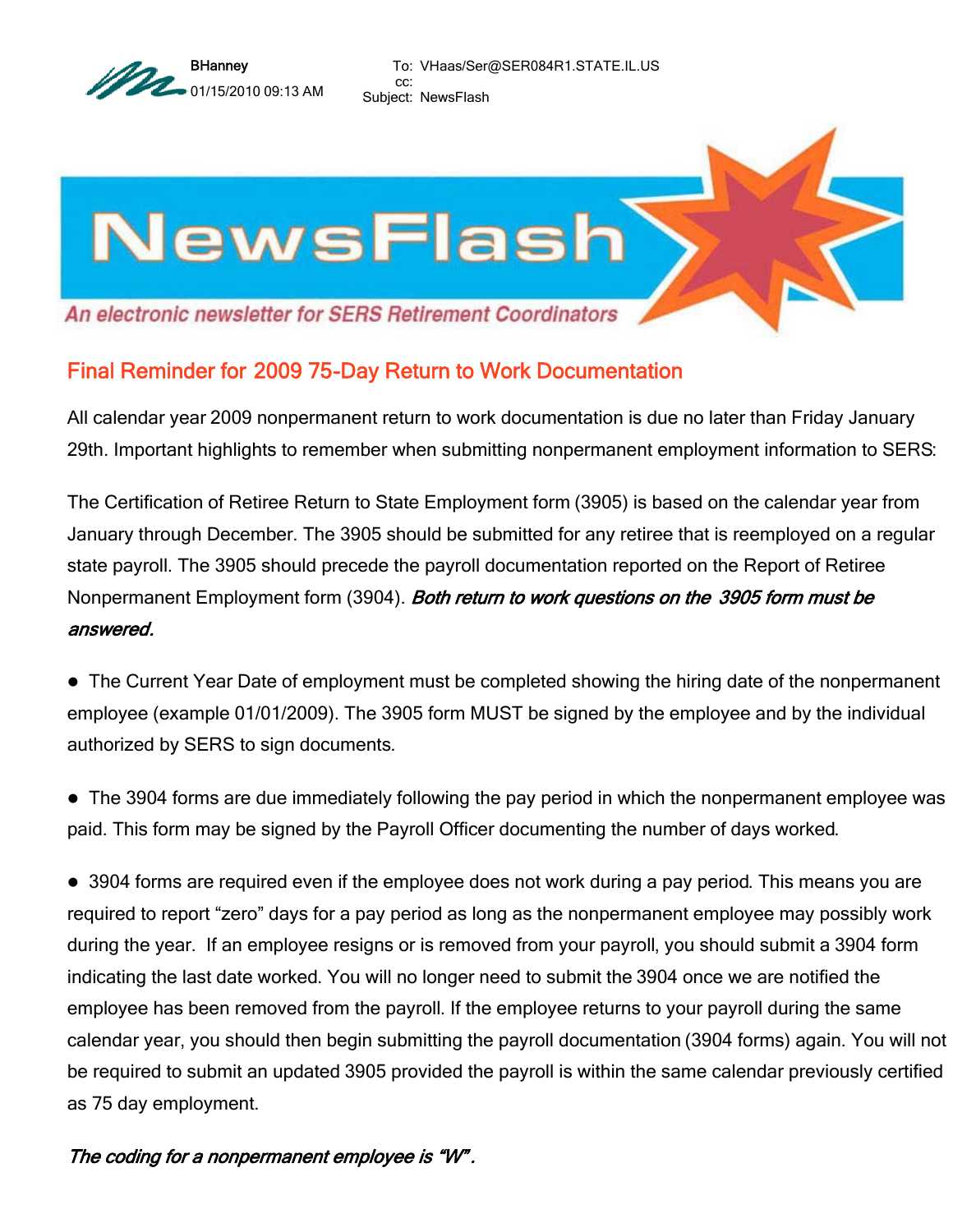BHanney
01/15/2010 09:13 AM

To: VHaas/Ser@SER084R1.STATE.IL.US
cc:
Subject: NewsFlash

# NewsFlash

*An electronic newsletter for SERS Retirement Coordinators*

## Final Reminder for 2009 75-Day Return to Work Documentation

All calendar year 2009 nonpermanent return to work documentation is due no later than Friday January 29th. Important highlights to remember when submitting nonpermanent employment information to SERS:

The Certification of Retiree Return to State Employment form (3905) is based on the calendar year from January through December. The 3905 should be submitted for any retiree that is reemployed on a regular state payroll. The 3905 should precede the payroll documentation reported on the Report of Retiree Nonpermanent Employment form (3904). ***Both return to work questions on the 3905 form must be answered.***

- The Current Year Date of employment must be completed showing the hiring date of the nonpermanent employee (example 01/01/2009). The 3905 form MUST be signed by the employee and by the individual authorized by SERS to sign documents.

- The 3904 forms are due immediately following the pay period in which the nonpermanent employee was paid. This form may be signed by the Payroll Officer documenting the number of days worked.

- 3904 forms are required even if the employee does not work during a pay period. This means you are required to report “zero” days for a pay period as long as the nonpermanent employee may possibly work during the year. If an employee resigns or is removed from your payroll, you should submit a 3904 form indicating the last date worked. You will no longer need to submit the 3904 once we are notified the employee has been removed from the payroll. If the employee returns to your payroll during the same calendar year, you should then begin submitting the payroll documentation (3904 forms) again. You will not be required to submit an updated 3905 provided the payroll is within the same calendar previously certified as 75 day employment.

***The coding for a nonpermanent employee is “W”.***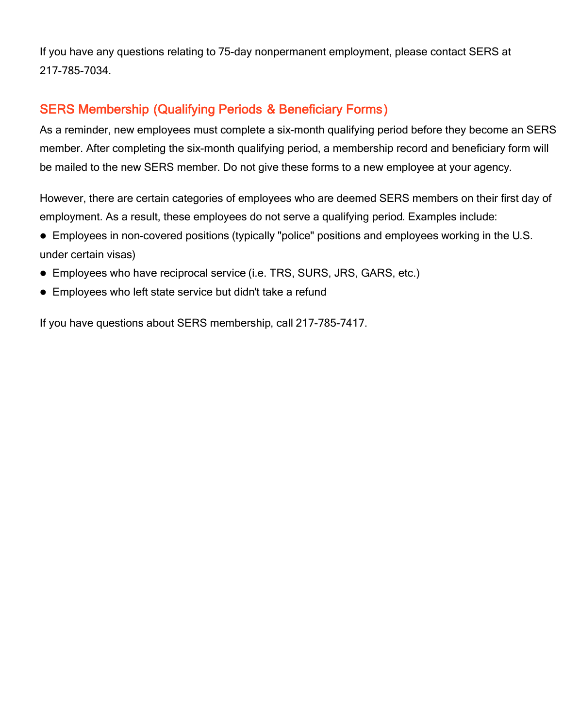If you have any questions relating to 75-day nonpermanent employment, please contact SERS at 217-785-7034.

## SERS Membership (Qualifying Periods & Beneficiary Forms)

As a reminder, new employees must complete a six-month qualifying period before they become an SERS member. After completing the six-month qualifying period, a membership record and beneficiary form will be mailed to the new SERS member. Do not give these forms to a new employee at your agency.

However, there are certain categories of employees who are deemed SERS members on their first day of employment. As a result, these employees do not serve a qualifying period. Examples include:

- Employees in non-covered positions (typically "police" positions and employees working in the U.S. under certain visas)
- Employees who have reciprocal service (i.e. TRS, SURS, JRS, GARS, etc.)
- Employees who left state service but didn't take a refund

If you have questions about SERS membership, call 217-785-7417.